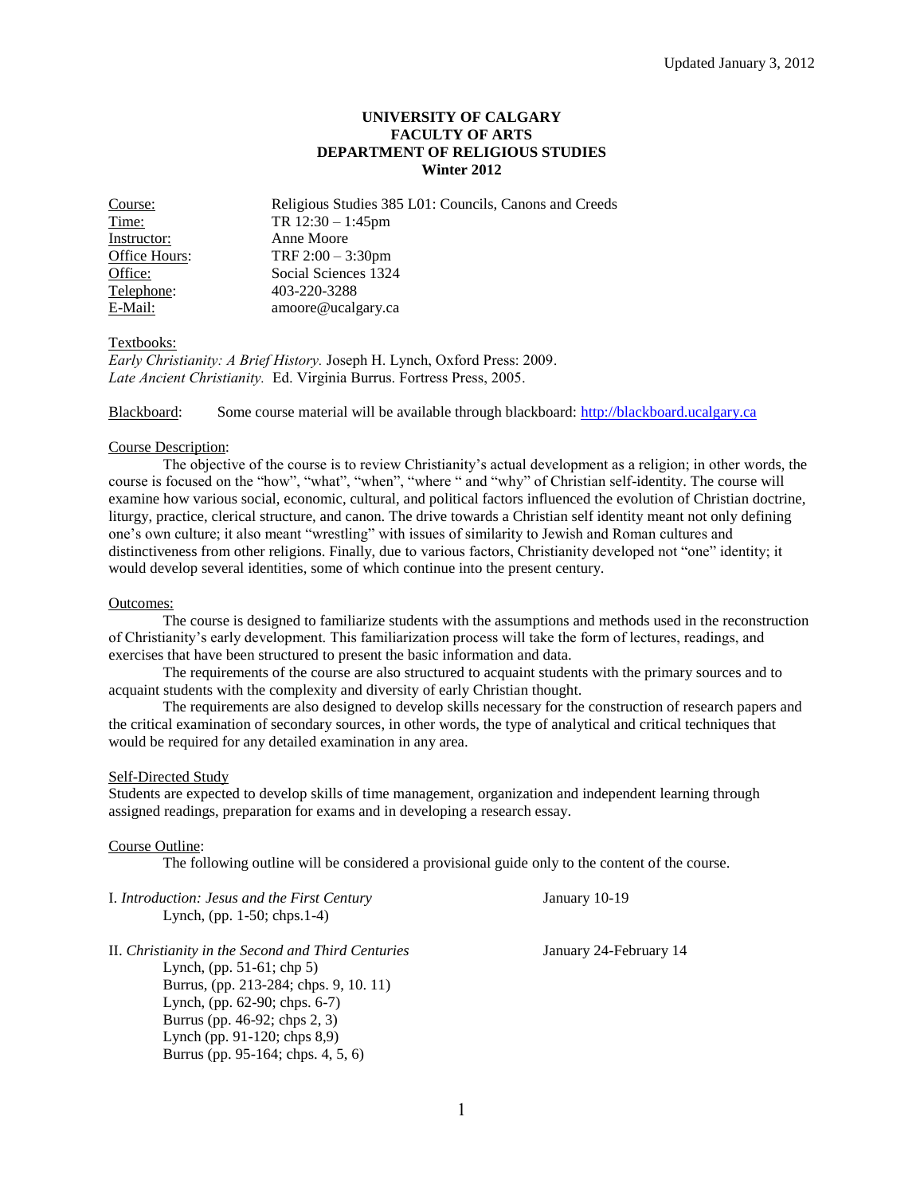Updated January 3, 2012

**UNIVERSITY OF CALGARY**
**FACULTY OF ARTS**
**DEPARTMENT OF RELIGIOUS STUDIES**
**Winter 2012**

| | |
|---|---|
| Course: | Religious Studies 385 L01: Councils, Canons and Creeds |
| Time: | TR 12:30 – 1:45pm |
| Instructor: | Anne Moore |
| Office Hours: | TRF 2:00 – 3:30pm |
| Office: | Social Sciences 1324 |
| Telephone: | 403-220-3288 |
| E-Mail: | amoore@ucalgary.ca |

Textbooks:
*Early Christianity: A Brief History.* Joseph H. Lynch, Oxford Press: 2009.
*Late Ancient Christianity.* Ed. Virginia Burrus. Fortress Press, 2005.

Blackboard: Some course material will be available through blackboard: http://blackboard.ucalgary.ca

Course Description:

The objective of the course is to review Christianity's actual development as a religion; in other words, the course is focused on the "how", "what", "when", "where " and "why" of Christian self-identity. The course will examine how various social, economic, cultural, and political factors influenced the evolution of Christian doctrine, liturgy, practice, clerical structure, and canon. The drive towards a Christian self identity meant not only defining one's own culture; it also meant "wrestling" with issues of similarity to Jewish and Roman cultures and distinctiveness from other religions. Finally, due to various factors, Christianity developed not "one" identity; it would develop several identities, some of which continue into the present century.

Outcomes:

The course is designed to familiarize students with the assumptions and methods used in the reconstruction of Christianity's early development. This familiarization process will take the form of lectures, readings, and exercises that have been structured to present the basic information and data.

The requirements of the course are also structured to acquaint students with the primary sources and to acquaint students with the complexity and diversity of early Christian thought.

The requirements are also designed to develop skills necessary for the construction of research papers and the critical examination of secondary sources, in other words, the type of analytical and critical techniques that would be required for any detailed examination in any area.

Self-Directed Study

Students are expected to develop skills of time management, organization and independent learning through assigned readings, preparation for exams and in developing a research essay.

Course Outline:

The following outline will be considered a provisional guide only to the content of the course.

I. *Introduction: Jesus and the First Century* — January 10-19
- Lynch, (pp. 1-50; chps.1-4)

II. *Christianity in the Second and Third Centuries* — January 24-February 14
- Lynch, (pp. 51-61; chp 5)
- Burrus, (pp. 213-284; chps. 9, 10. 11)
- Lynch, (pp. 62-90; chps. 6-7)
- Burrus (pp. 46-92; chps 2, 3)
- Lynch (pp. 91-120; chps 8,9)
- Burrus (pp. 95-164; chps. 4, 5, 6)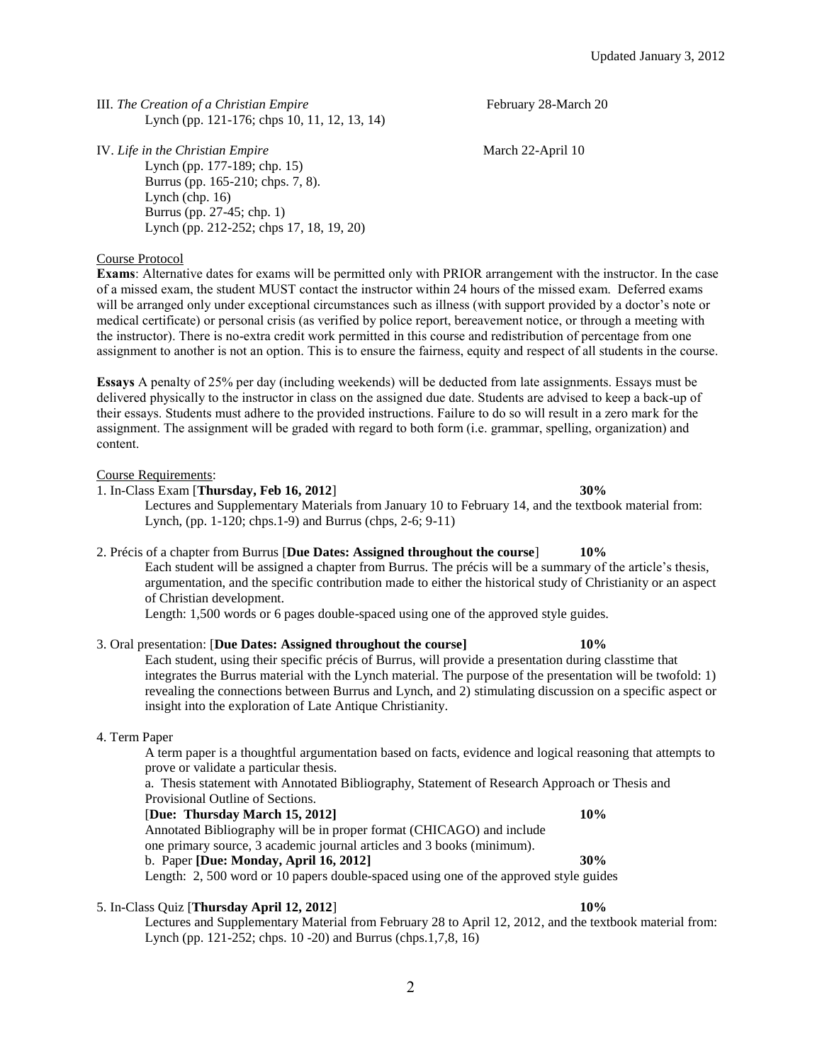Updated January 3, 2012

III. *The Creation of a Christian Empire* February 28-March 20

Lynch (pp. 121-176; chps 10, 11, 12, 13, 14)

IV. *Life in the Christian Empire* March 22-April 10

Lynch (pp. 177-189; chp. 15)
Burrus (pp. 165-210; chps. 7, 8).
Lynch (chp. 16)
Burrus (pp. 27-45; chp. 1)
Lynch (pp. 212-252; chps 17, 18, 19, 20)

Course Protocol

**Exams**: Alternative dates for exams will be permitted only with PRIOR arrangement with the instructor. In the case of a missed exam, the student MUST contact the instructor within 24 hours of the missed exam. Deferred exams will be arranged only under exceptional circumstances such as illness (with support provided by a doctor's note or medical certificate) or personal crisis (as verified by police report, bereavement notice, or through a meeting with the instructor). There is no-extra credit work permitted in this course and redistribution of percentage from one assignment to another is not an option. This is to ensure the fairness, equity and respect of all students in the course.

**Essays** A penalty of 25% per day (including weekends) will be deducted from late assignments. Essays must be delivered physically to the instructor in class on the assigned due date. Students are advised to keep a back-up of their essays. Students must adhere to the provided instructions. Failure to do so will result in a zero mark for the assignment. The assignment will be graded with regard to both form (i.e. grammar, spelling, organization) and content.

Course Requirements:

1. In-Class Exam [**Thursday, Feb 16, 2012**] **30%**

   Lectures and Supplementary Materials from January 10 to February 14, and the textbook material from: Lynch, (pp. 1-120; chps.1-9) and Burrus (chps, 2-6; 9-11)

2. Précis of a chapter from Burrus [**Due Dates: Assigned throughout the course**] **10%**

   Each student will be assigned a chapter from Burrus. The précis will be a summary of the article's thesis, argumentation, and the specific contribution made to either the historical study of Christianity or an aspect of Christian development.

   Length: 1,500 words or 6 pages double-spaced using one of the approved style guides.

3. Oral presentation: [**Due Dates: Assigned throughout the course]** **10%**

   Each student, using their specific précis of Burrus, will provide a presentation during classtime that integrates the Burrus material with the Lynch material. The purpose of the presentation will be twofold: 1) revealing the connections between Burrus and Lynch, and 2) stimulating discussion on a specific aspect or insight into the exploration of Late Antique Christianity.

4. Term Paper

   A term paper is a thoughtful argumentation based on facts, evidence and logical reasoning that attempts to prove or validate a particular thesis.

   a. Thesis statement with Annotated Bibliography, Statement of Research Approach or Thesis and Provisional Outline of Sections.

   [**Due: Thursday March 15, 2012]** **10%**

   Annotated Bibliography will be in proper format (CHICAGO) and include one primary source, 3 academic journal articles and 3 books (minimum).

   b. Paper **[Due: Monday, April 16, 2012]** **30%**

   Length: 2, 500 word or 10 papers double-spaced using one of the approved style guides

5. In-Class Quiz [**Thursday April 12, 2012**] **10%**

   Lectures and Supplementary Material from February 28 to April 12, 2012, and the textbook material from: Lynch (pp. 121-252; chps. 10 -20) and Burrus (chps.1,7,8, 16)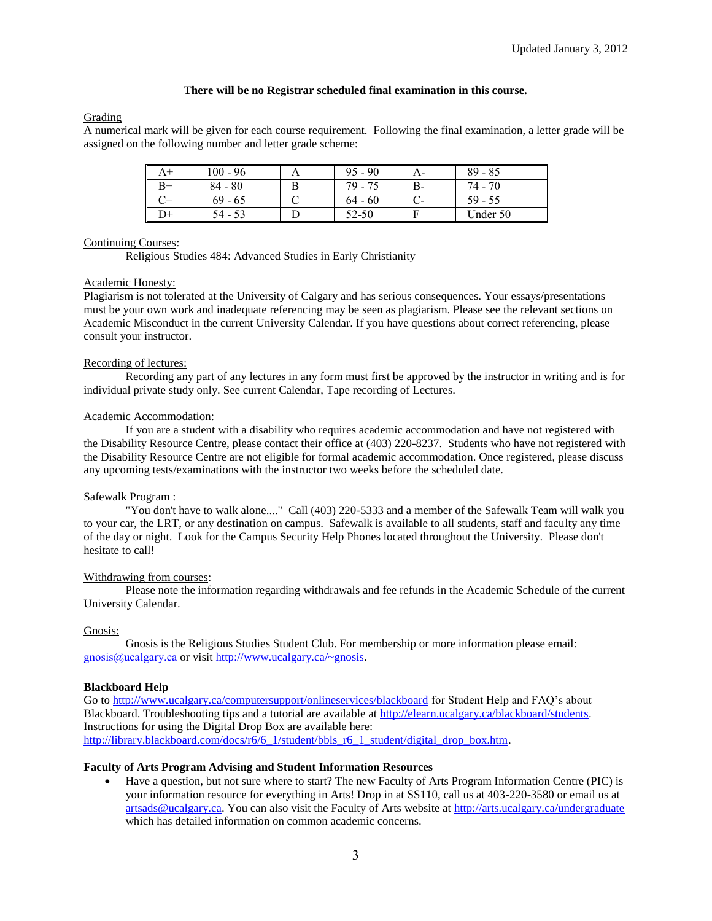Updated January 3, 2012

**There will be no Registrar scheduled final examination in this course.**

Grading
A numerical mark will be given for each course requirement. Following the final examination, a letter grade will be assigned on the following number and letter grade scheme:

| A+ | 100 - 96 | A | 95 - 90 | A- | 89 - 85 |
|---|---|---|---|---|---|
| B+ | 84 - 80 | B | 79 - 75 | B- | 74 - 70 |
| C+ | 69 - 65 | C | 64 - 60 | C- | 59 - 55 |
| D+ | 54 - 53 | D | 52-50 | F | Under 50 |

Continuing Courses:
Religious Studies 484: Advanced Studies in Early Christianity

Academic Honesty:
Plagiarism is not tolerated at the University of Calgary and has serious consequences. Your essays/presentations must be your own work and inadequate referencing may be seen as plagiarism. Please see the relevant sections on Academic Misconduct in the current University Calendar. If you have questions about correct referencing, please consult your instructor.

Recording of lectures:
Recording any part of any lectures in any form must first be approved by the instructor in writing and is for individual private study only. See current Calendar, Tape recording of Lectures.

Academic Accommodation:
If you are a student with a disability who requires academic accommodation and have not registered with the Disability Resource Centre, please contact their office at (403) 220-8237. Students who have not registered with the Disability Resource Centre are not eligible for formal academic accommodation. Once registered, please discuss any upcoming tests/examinations with the instructor two weeks before the scheduled date.

Safewalk Program :
"You don't have to walk alone...." Call (403) 220-5333 and a member of the Safewalk Team will walk you to your car, the LRT, or any destination on campus. Safewalk is available to all students, staff and faculty any time of the day or night. Look for the Campus Security Help Phones located throughout the University. Please don't hesitate to call!

Withdrawing from courses:
Please note the information regarding withdrawals and fee refunds in the Academic Schedule of the current University Calendar.

Gnosis:
Gnosis is the Religious Studies Student Club. For membership or more information please email: gnosis@ucalgary.ca or visit http://www.ucalgary.ca/~gnosis.

**Blackboard Help**
Go to http://www.ucalgary.ca/computersupport/onlineservices/blackboard for Student Help and FAQ's about Blackboard. Troubleshooting tips and a tutorial are available at http://elearn.ucalgary.ca/blackboard/students. Instructions for using the Digital Drop Box are available here: http://library.blackboard.com/docs/r6/6_1/student/bbls_r6_1_student/digital_drop_box.htm.

**Faculty of Arts Program Advising and Student Information Resources**

- Have a question, but not sure where to start? The new Faculty of Arts Program Information Centre (PIC) is your information resource for everything in Arts! Drop in at SS110, call us at 403-220-3580 or email us at artsads@ucalgary.ca. You can also visit the Faculty of Arts website at http://arts.ucalgary.ca/undergraduate which has detailed information on common academic concerns.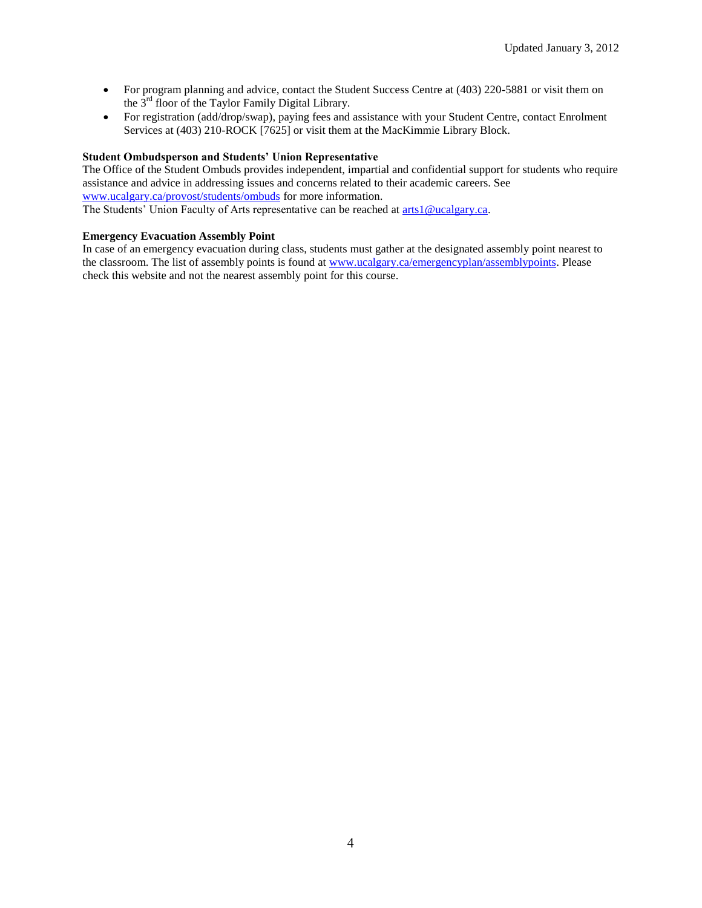- For program planning and advice, contact the Student Success Centre at (403) 220-5881 or visit them on the 3rd floor of the Taylor Family Digital Library.
- For registration (add/drop/swap), paying fees and assistance with your Student Centre, contact Enrolment Services at (403) 210-ROCK [7625] or visit them at the MacKimmie Library Block.

**Student Ombudsperson and Students' Union Representative**

The Office of the Student Ombuds provides independent, impartial and confidential support for students who require assistance and advice in addressing issues and concerns related to their academic careers. See www.ucalgary.ca/provost/students/ombuds for more information.

The Students' Union Faculty of Arts representative can be reached at arts1@ucalgary.ca.

**Emergency Evacuation Assembly Point**

In case of an emergency evacuation during class, students must gather at the designated assembly point nearest to the classroom. The list of assembly points is found at www.ucalgary.ca/emergencyplan/assemblypoints. Please check this website and not the nearest assembly point for this course.